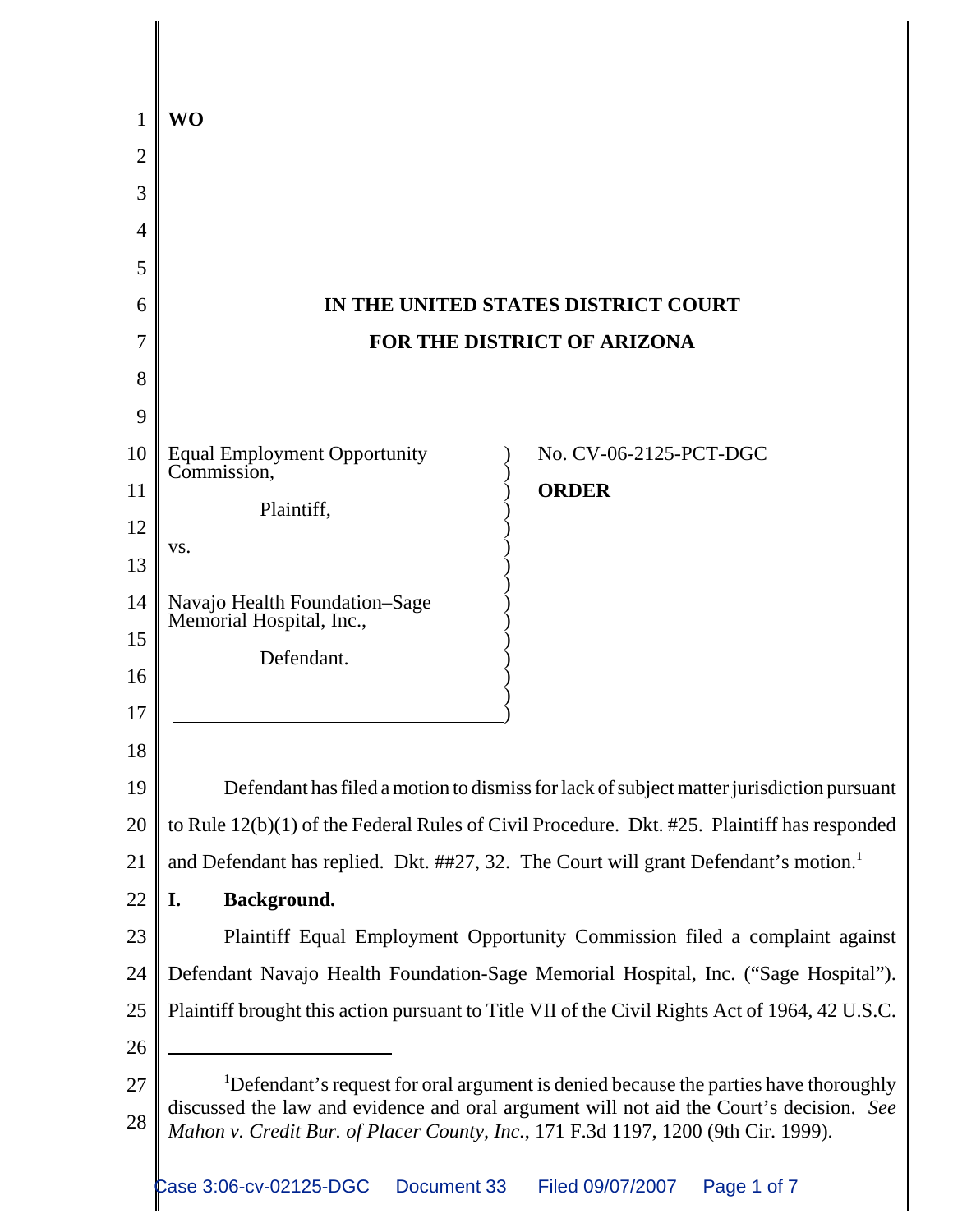**WO**

**IN THE UNITED STATES DISTRICT COURT**

**FOR THE DISTRICT OF ARIZONA**

Equal Employment Opportunity Commission,

Plaintiff,

vs.

Navajo Health Foundation–Sage Memorial Hospital, Inc.,

Defendant.

No. CV-06-2125-PCT-DGC

**ORDER**

Defendant has filed a motion to dismiss for lack of subject matter jurisdiction pursuant to Rule 12(b)(1) of the Federal Rules of Civil Procedure. Dkt. #25. Plaintiff has responded and Defendant has replied. Dkt. ##27, 32. The Court will grant Defendant's motion.[1]

## I. Background.

Plaintiff Equal Employment Opportunity Commission filed a complaint against Defendant Navajo Health Foundation-Sage Memorial Hospital, Inc. ("Sage Hospital"). Plaintiff brought this action pursuant to Title VII of the Civil Rights Act of 1964, 42 U.S.C.

---

[1]Defendant's request for oral argument is denied because the parties have thoroughly discussed the law and evidence and oral argument will not aid the Court's decision. *See Mahon v. Credit Bur. of Placer County, Inc.*, 171 F.3d 1197, 1200 (9th Cir. 1999).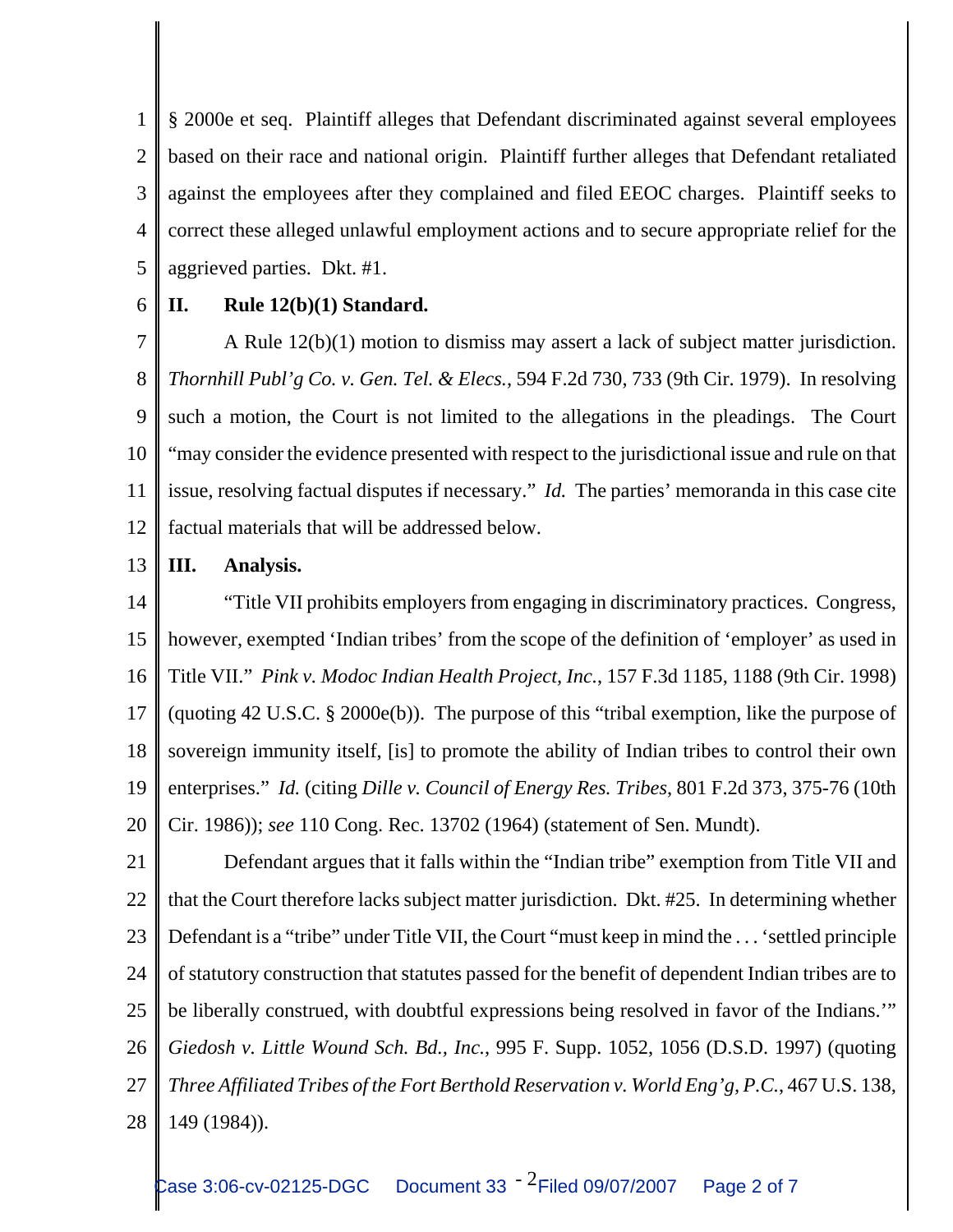§ 2000e et seq. Plaintiff alleges that Defendant discriminated against several employees based on their race and national origin. Plaintiff further alleges that Defendant retaliated against the employees after they complained and filed EEOC charges. Plaintiff seeks to correct these alleged unlawful employment actions and to secure appropriate relief for the aggrieved parties. Dkt. #1.

## II. Rule 12(b)(1) Standard.

A Rule 12(b)(1) motion to dismiss may assert a lack of subject matter jurisdiction. *Thornhill Publ'g Co. v. Gen. Tel. & Elecs.*, 594 F.2d 730, 733 (9th Cir. 1979). In resolving such a motion, the Court is not limited to the allegations in the pleadings. The Court "may consider the evidence presented with respect to the jurisdictional issue and rule on that issue, resolving factual disputes if necessary." *Id.* The parties' memoranda in this case cite factual materials that will be addressed below.

## III. Analysis.

"Title VII prohibits employers from engaging in discriminatory practices. Congress, however, exempted 'Indian tribes' from the scope of the definition of 'employer' as used in Title VII." *Pink v. Modoc Indian Health Project, Inc.*, 157 F.3d 1185, 1188 (9th Cir. 1998) (quoting 42 U.S.C. § 2000e(b)). The purpose of this "tribal exemption, like the purpose of sovereign immunity itself, [is] to promote the ability of Indian tribes to control their own enterprises." *Id.* (citing *Dille v. Council of Energy Res. Tribes*, 801 F.2d 373, 375-76 (10th Cir. 1986)); *see* 110 Cong. Rec. 13702 (1964) (statement of Sen. Mundt).

Defendant argues that it falls within the "Indian tribe" exemption from Title VII and that the Court therefore lacks subject matter jurisdiction. Dkt. #25. In determining whether Defendant is a "tribe" under Title VII, the Court "must keep in mind the . . . 'settled principle of statutory construction that statutes passed for the benefit of dependent Indian tribes are to be liberally construed, with doubtful expressions being resolved in favor of the Indians.'" *Giedosh v. Little Wound Sch. Bd., Inc.*, 995 F. Supp. 1052, 1056 (D.S.D. 1997) (quoting *Three Affiliated Tribes of the Fort Berthold Reservation v. World Eng'g, P.C.*, 467 U.S. 138, 149 (1984)).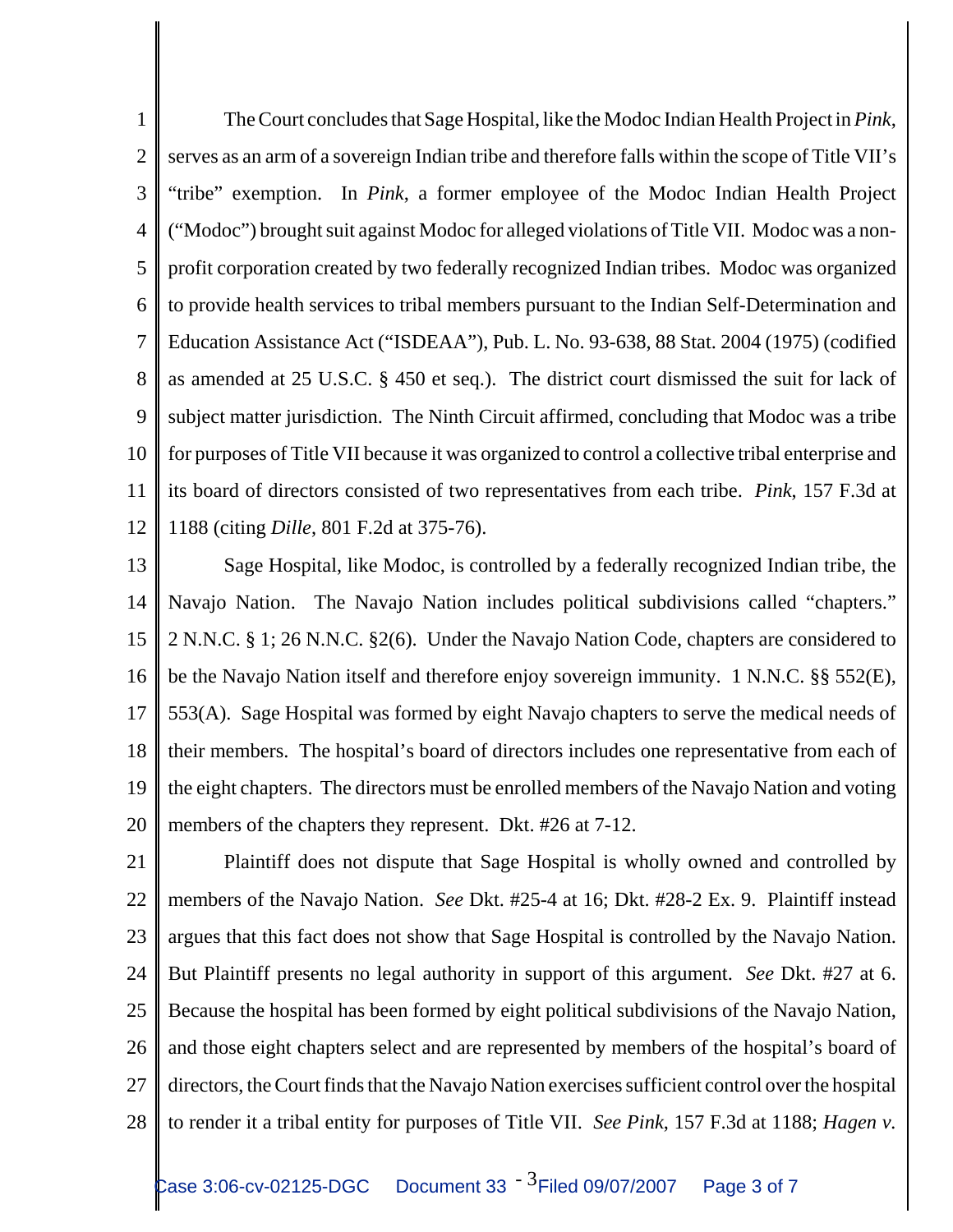The Court concludes that Sage Hospital, like the Modoc Indian Health Project in *Pink*, serves as an arm of a sovereign Indian tribe and therefore falls within the scope of Title VII's "tribe" exemption. In *Pink*, a former employee of the Modoc Indian Health Project ("Modoc") brought suit against Modoc for alleged violations of Title VII. Modoc was a non-profit corporation created by two federally recognized Indian tribes. Modoc was organized to provide health services to tribal members pursuant to the Indian Self-Determination and Education Assistance Act ("ISDEAA"), Pub. L. No. 93-638, 88 Stat. 2004 (1975) (codified as amended at 25 U.S.C. § 450 et seq.). The district court dismissed the suit for lack of subject matter jurisdiction. The Ninth Circuit affirmed, concluding that Modoc was a tribe for purposes of Title VII because it was organized to control a collective tribal enterprise and its board of directors consisted of two representatives from each tribe. *Pink*, 157 F.3d at 1188 (citing *Dille*, 801 F.2d at 375-76).

Sage Hospital, like Modoc, is controlled by a federally recognized Indian tribe, the Navajo Nation. The Navajo Nation includes political subdivisions called "chapters." 2 N.N.C. § 1; 26 N.N.C. §2(6). Under the Navajo Nation Code, chapters are considered to be the Navajo Nation itself and therefore enjoy sovereign immunity. 1 N.N.C. §§ 552(E), 553(A). Sage Hospital was formed by eight Navajo chapters to serve the medical needs of their members. The hospital's board of directors includes one representative from each of the eight chapters. The directors must be enrolled members of the Navajo Nation and voting members of the chapters they represent. Dkt. #26 at 7-12.

Plaintiff does not dispute that Sage Hospital is wholly owned and controlled by members of the Navajo Nation. *See* Dkt. #25-4 at 16; Dkt. #28-2 Ex. 9. Plaintiff instead argues that this fact does not show that Sage Hospital is controlled by the Navajo Nation. But Plaintiff presents no legal authority in support of this argument. *See* Dkt. #27 at 6. Because the hospital has been formed by eight political subdivisions of the Navajo Nation, and those eight chapters select and are represented by members of the hospital's board of directors, the Court finds that the Navajo Nation exercises sufficient control over the hospital to render it a tribal entity for purposes of Title VII. *See Pink*, 157 F.3d at 1188; *Hagen v.*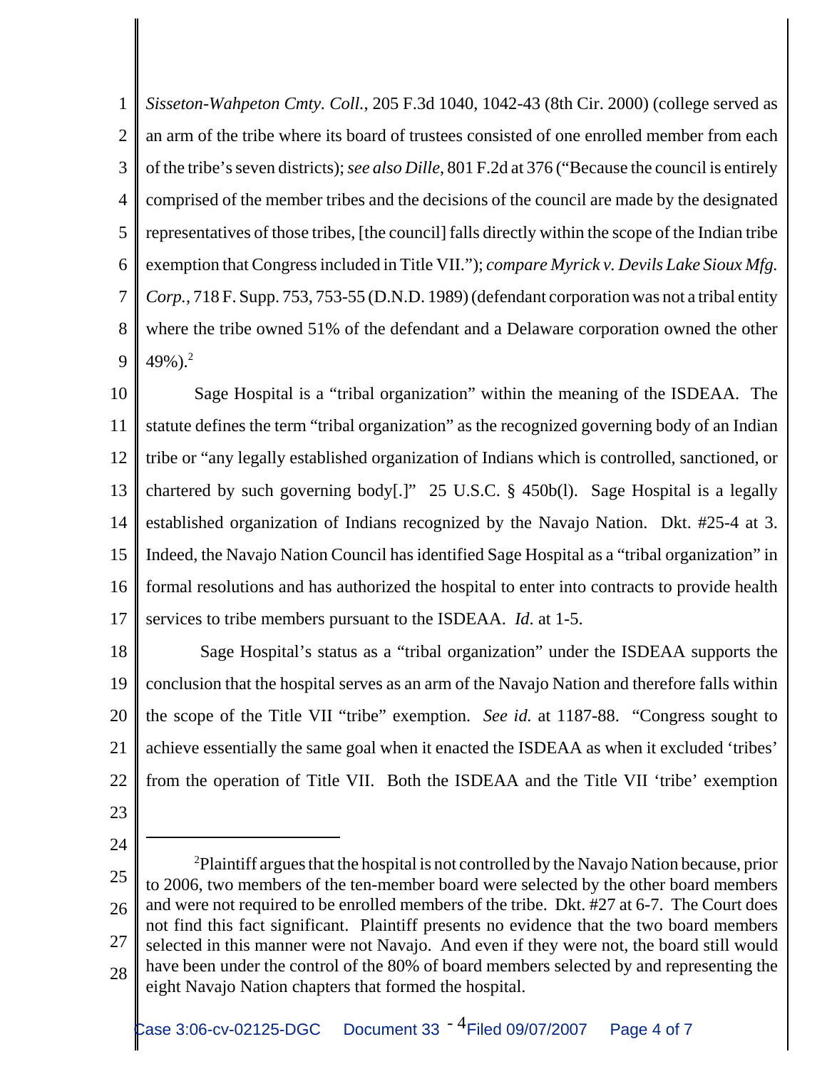*Sisseton-Wahpeton Cmty. Coll.*, 205 F.3d 1040, 1042-43 (8th Cir. 2000) (college served as an arm of the tribe where its board of trustees consisted of one enrolled member from each of the tribe's seven districts); *see also Dille*, 801 F.2d at 376 ("Because the council is entirely comprised of the member tribes and the decisions of the council are made by the designated representatives of those tribes, [the council] falls directly within the scope of the Indian tribe exemption that Congress included in Title VII."); *compare Myrick v. Devils Lake Sioux Mfg. Corp.*, 718 F. Supp. 753, 753-55 (D.N.D. 1989) (defendant corporation was not a tribal entity where the tribe owned 51% of the defendant and a Delaware corporation owned the other 49%).[2]

Sage Hospital is a "tribal organization" within the meaning of the ISDEAA. The statute defines the term "tribal organization" as the recognized governing body of an Indian tribe or "any legally established organization of Indians which is controlled, sanctioned, or chartered by such governing body[.]" 25 U.S.C. § 450b(l). Sage Hospital is a legally established organization of Indians recognized by the Navajo Nation. Dkt. #25-4 at 3. Indeed, the Navajo Nation Council has identified Sage Hospital as a "tribal organization" in formal resolutions and has authorized the hospital to enter into contracts to provide health services to tribe members pursuant to the ISDEAA. *Id.* at 1-5.

Sage Hospital's status as a "tribal organization" under the ISDEAA supports the conclusion that the hospital serves as an arm of the Navajo Nation and therefore falls within the scope of the Title VII "tribe" exemption. *See id.* at 1187-88. "Congress sought to achieve essentially the same goal when it enacted the ISDEAA as when it excluded 'tribes' from the operation of Title VII. Both the ISDEAA and the Title VII 'tribe' exemption

---

[2] Plaintiff argues that the hospital is not controlled by the Navajo Nation because, prior to 2006, two members of the ten-member board were selected by the other board members and were not required to be enrolled members of the tribe. Dkt. #27 at 6-7. The Court does not find this fact significant. Plaintiff presents no evidence that the two board members selected in this manner were not Navajo. And even if they were not, the board still would have been under the control of the 80% of board members selected by and representing the eight Navajo Nation chapters that formed the hospital.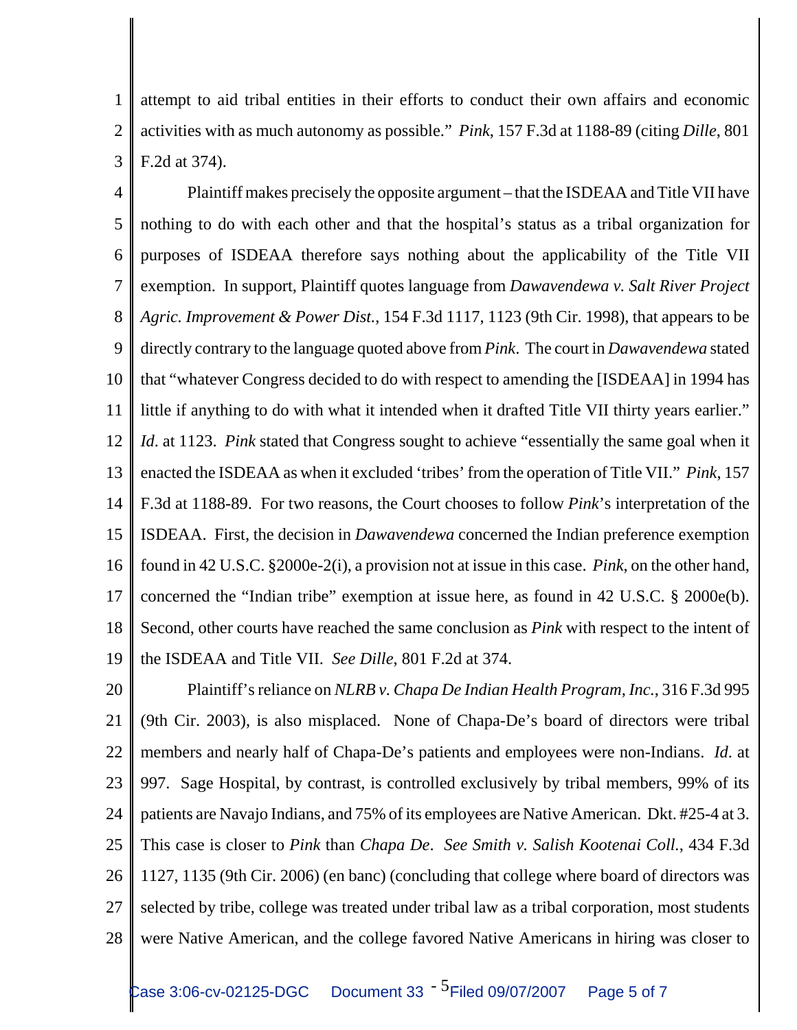attempt to aid tribal entities in their efforts to conduct their own affairs and economic activities with as much autonomy as possible." *Pink*, 157 F.3d at 1188-89 (citing *Dille*, 801 F.2d at 374).

Plaintiff makes precisely the opposite argument – that the ISDEAA and Title VII have nothing to do with each other and that the hospital's status as a tribal organization for purposes of ISDEAA therefore says nothing about the applicability of the Title VII exemption. In support, Plaintiff quotes language from *Dawavendewa v. Salt River Project Agric. Improvement & Power Dist.*, 154 F.3d 1117, 1123 (9th Cir. 1998), that appears to be directly contrary to the language quoted above from *Pink*. The court in *Dawavendewa* stated that "whatever Congress decided to do with respect to amending the [ISDEAA] in 1994 has little if anything to do with what it intended when it drafted Title VII thirty years earlier." *Id*. at 1123. *Pink* stated that Congress sought to achieve "essentially the same goal when it enacted the ISDEAA as when it excluded 'tribes' from the operation of Title VII." *Pink*, 157 F.3d at 1188-89. For two reasons, the Court chooses to follow *Pink*'s interpretation of the ISDEAA. First, the decision in *Dawavendewa* concerned the Indian preference exemption found in 42 U.S.C. §2000e-2(i), a provision not at issue in this case. *Pink*, on the other hand, concerned the "Indian tribe" exemption at issue here, as found in 42 U.S.C. § 2000e(b). Second, other courts have reached the same conclusion as *Pink* with respect to the intent of the ISDEAA and Title VII. *See Dille*, 801 F.2d at 374.

Plaintiff's reliance on *NLRB v. Chapa De Indian Health Program, Inc.*, 316 F.3d 995 (9th Cir. 2003), is also misplaced. None of Chapa-De's board of directors were tribal members and nearly half of Chapa-De's patients and employees were non-Indians. *Id*. at 997. Sage Hospital, by contrast, is controlled exclusively by tribal members, 99% of its patients are Navajo Indians, and 75% of its employees are Native American. Dkt. #25-4 at 3. This case is closer to *Pink* than *Chapa De*. *See Smith v. Salish Kootenai Coll.*, 434 F.3d 1127, 1135 (9th Cir. 2006) (en banc) (concluding that college where board of directors was selected by tribe, college was treated under tribal law as a tribal corporation, most students were Native American, and the college favored Native Americans in hiring was closer to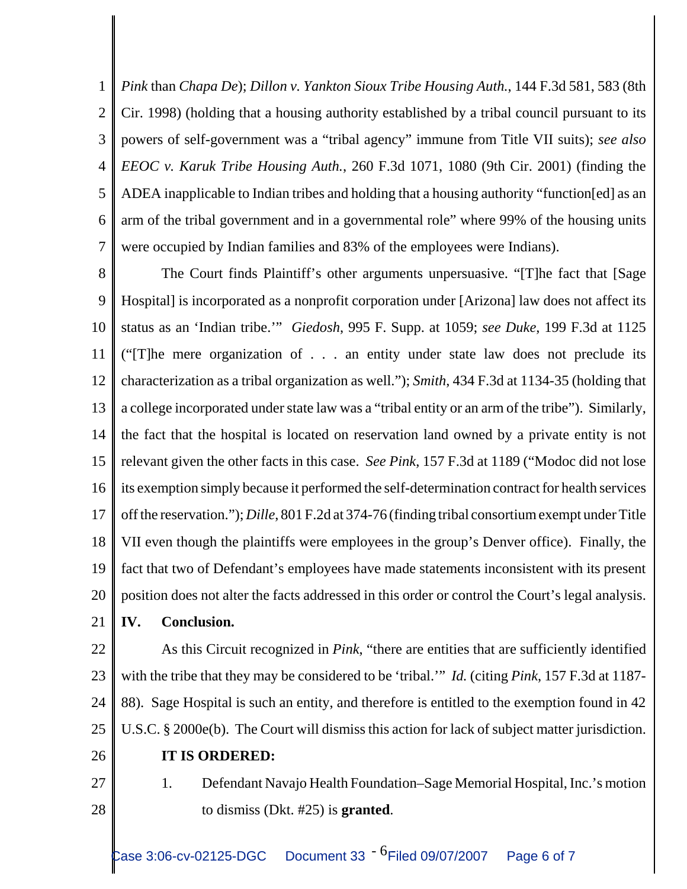*Pink* than *Chapa De*); *Dillon v. Yankton Sioux Tribe Housing Auth.*, 144 F.3d 581, 583 (8th Cir. 1998) (holding that a housing authority established by a tribal council pursuant to its powers of self-government was a "tribal agency" immune from Title VII suits); *see also EEOC v. Karuk Tribe Housing Auth.*, 260 F.3d 1071, 1080 (9th Cir. 2001) (finding the ADEA inapplicable to Indian tribes and holding that a housing authority "function[ed] as an arm of the tribal government and in a governmental role" where 99% of the housing units were occupied by Indian families and 83% of the employees were Indians).

The Court finds Plaintiff's other arguments unpersuasive. "[T]he fact that [Sage Hospital] is incorporated as a nonprofit corporation under [Arizona] law does not affect its status as an 'Indian tribe.'" *Giedosh*, 995 F. Supp. at 1059; *see Duke*, 199 F.3d at 1125 ("[T]he mere organization of . . . an entity under state law does not preclude its characterization as a tribal organization as well."); *Smith*, 434 F.3d at 1134-35 (holding that a college incorporated under state law was a "tribal entity or an arm of the tribe"). Similarly, the fact that the hospital is located on reservation land owned by a private entity is not relevant given the other facts in this case. *See Pink*, 157 F.3d at 1189 ("Modoc did not lose its exemption simply because it performed the self-determination contract for health services off the reservation."); *Dille*, 801 F.2d at 374-76 (finding tribal consortium exempt under Title VII even though the plaintiffs were employees in the group's Denver office). Finally, the fact that two of Defendant's employees have made statements inconsistent with its present position does not alter the facts addressed in this order or control the Court's legal analysis.

## IV. Conclusion.

As this Circuit recognized in *Pink*, "there are entities that are sufficiently identified with the tribe that they may be considered to be 'tribal.'" *Id.* (citing *Pink*, 157 F.3d at 1187-88). Sage Hospital is such an entity, and therefore is entitled to the exemption found in 42 U.S.C. § 2000e(b). The Court will dismiss this action for lack of subject matter jurisdiction.

**IT IS ORDERED:**

1. Defendant Navajo Health Foundation–Sage Memorial Hospital, Inc.'s motion to dismiss (Dkt. #25) is **granted**.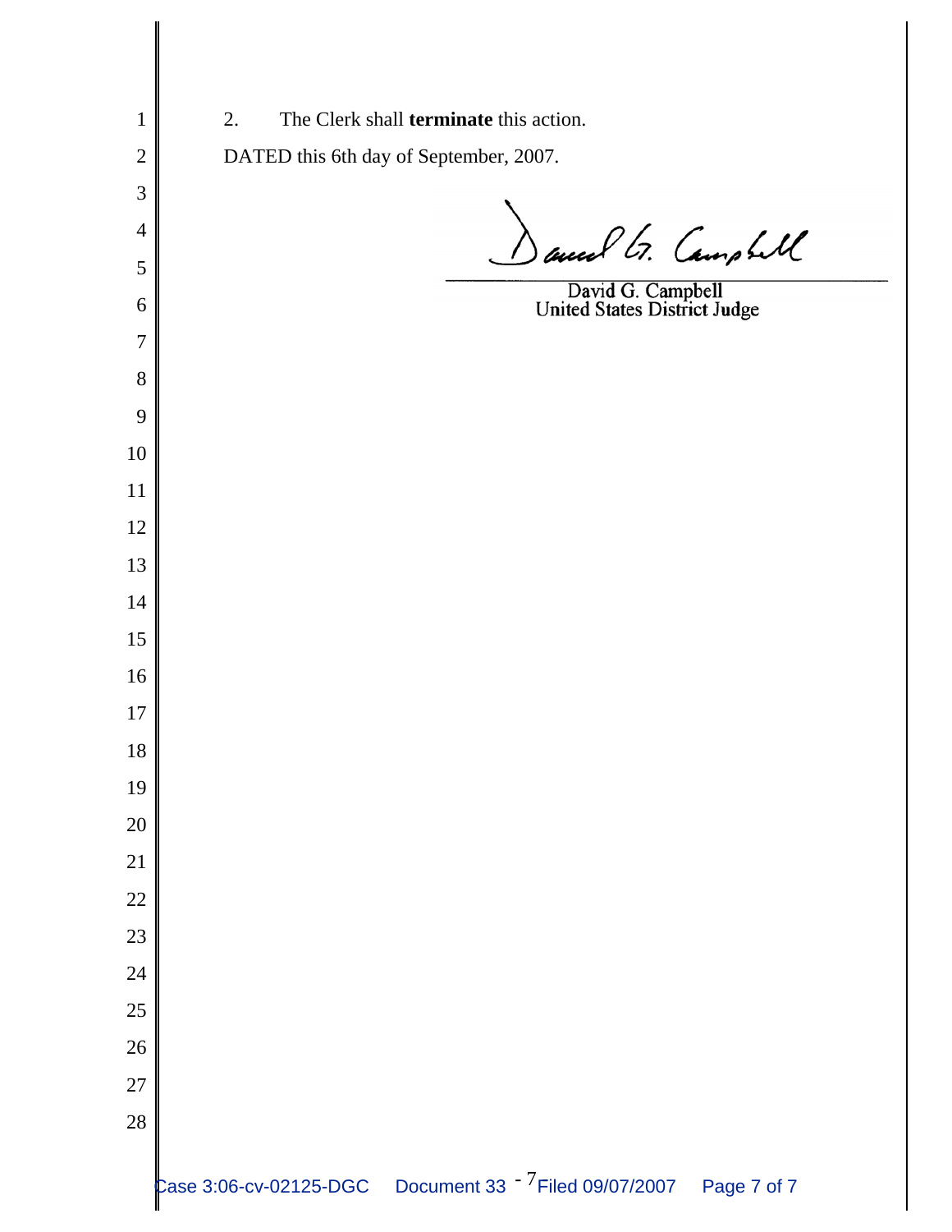2. The Clerk shall **terminate** this action.

DATED this 6th day of September, 2007.

David G. Campbell
United States District Judge